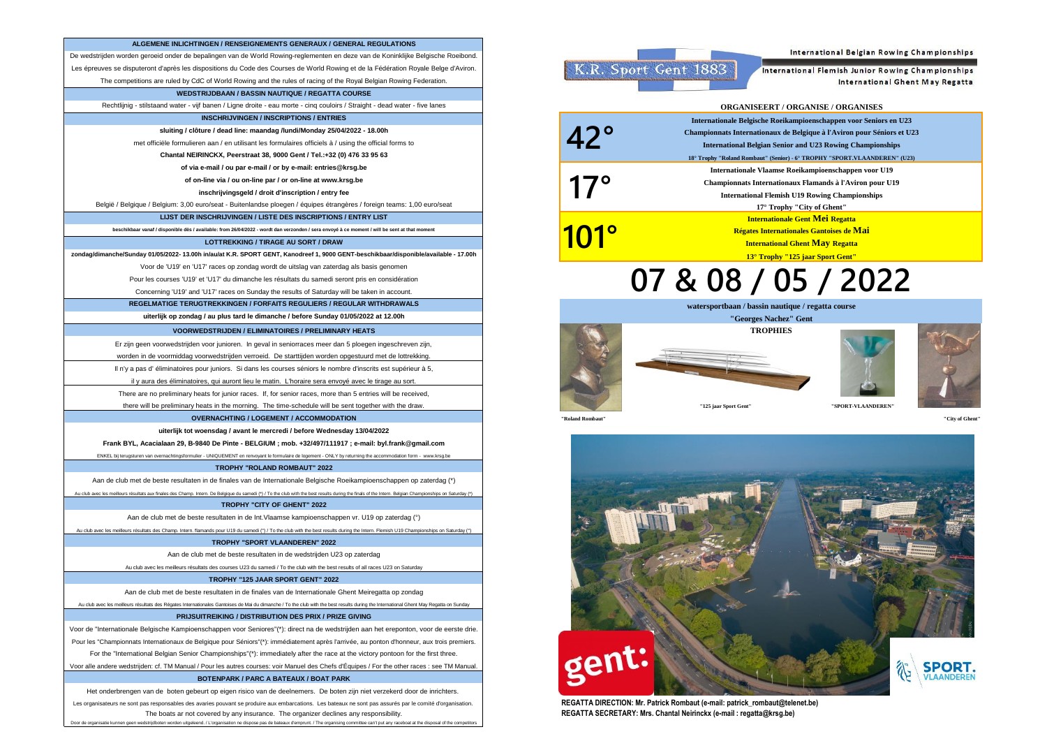## ALGEMENE INLICHTINGEN / RENSEIGNEMENTS GENERAUX / GENERAL REGULATIONS

De wedstrijden worden geroeid onder de bepalingen van de World Rowing-reglementen en deze van de Koninklijke Belgische Roeibond.

Les épreuves se disputeront d'après les dispositions du Code des Courses de World Rowing et de la Fédération Royale Belge d'Aviron.

The competitions are ruled by CdC of World Rowing and the rules of racing of the Royal Belgian Rowing Federation.

## WEDSTRIJDBAAN / BASSIN NAUTIQUE / REGATTA COURSE

Rechtlijnig - stilstaand water - vijf banen / Ligne droite - eau morte - cinq couloirs / Straight - dead water - five lanes

## INSCHRIJVINGEN / INSCRIPTIONS / ENTRIES

**sluiting / clôture / dead line: maandag /lundi/Monday 25/04/2022 - 18.00h**

met officiële formulieren aan / en utilisant les formulaires officiels à / using the official forms to

**Chantal NEIRINCKX, Peerstraat 38, 9000 Gent / Tel.:+32 (0) 476 33 95 63**

**of via e-mail / ou par e-mail / or by e-mail: entries@krsg.be**

**of on-line via / ou on-line par / or on-line at www.krsg.be**

**inschrijvingsgeld / droit d'inscription / entry fee**

België / Belgique / Belgium: 3,00 euro/seat - Buitenlandse ploegen / équipes étrangères / foreign teams: 1,00 euro/seat

## LIJST DER INSCHRIJVINGEN / LISTE DES INSCRIPTIONS / ENTRY LIST

**beschikbaar vanaf / disponible dès / available: from 26/04/2022 - wordt dan verzonden / sera envoyé à ce moment / will be sent at that moment**

## LOTTREKKING / TIRAGE AU SORT / DRAW

**zondag/dimanche/Sunday 01/05/2022- 13.00h in/au/at K.R. SPORT GENT, Kanodreef 1, 9000 GENT-beschikbaar/disponible/available - 17.00h**

Voor de 'U19' en 'U17' races op zondag wordt de uitslag van zaterdag als basis genomen

Pour les courses 'U19' et 'U17' du dimanche les résultats du samedi seront pris en considération

Concerning 'U19' and 'U17' races on Sunday the results of Saturday will be taken in account.

## REGELMATIGE TERUGTREKKINGEN / FORFAITS REGULIERS / REGULAR WITHDRAWALS

**uiterlijk op zondag / au plus tard le dimanche / before Sunday 01/05/2022 at 12.00h**

## VOORWEDSTRIJDEN / ELIMINATOIRES / PRELIMINARY HEATS

Er zijn geen voorwedstrijden voor junioren. In geval in seniorraces meer dan 5 ploegen ingeschreven zijn,
worden in de voormiddag voorwedstrijden verroeid. De starttijden worden opgestuurd met de lottrekking.

Il n'y a pas d' éliminatoires pour juniors. Si dans les courses séniors le nombre d'inscrits est supérieur à 5,
il y aura des éliminatoires, qui auront lieu le matin. L'horaire sera envoyé avec le tirage au sort.

There are no preliminary heats for junior races. If, for senior races, more than 5 entries will be received,
there will be preliminary heats in the morning. The time-schedule will be sent together with the draw.

## OVERNACHTING / LOGEMENT / ACCOMMODATION

**uiterlijk tot woensdag / avant le mercredi / before Wednesday 13/04/2022**

**Frank BYL, Acacialaan 29, B-9840 De Pinte - BELGIUM ; mob. +32/497/111917 ; e-mail: byl.frank@gmail.com**

ENKEL bij terugsturen van overnachtingsformulier - UNIQUEMENT en renvoyant le formulaire de logement - ONLY by returning the accommodation form - www.krsg.be

## TROPHY "ROLAND ROMBAUT" 2022

Aan de club met de beste resultaten in de finales van de Internationale Belgische Roeikampioenschappen op zaterdag (*)

Au club avec les meilleurs résultats aux finales des Champ. Intern. De Belgique du samedi (*) / To the club with the best results during the finals of the Intern. Belgian Championships on Saturday (*)

## TROPHY "CITY OF GHENT" 2022

Aan de club met de beste resultaten in de Int.Vlaamse kampioenschappen vr. U19 op zaterdag (°)

Au club avec les meilleurs résultats des Champ. Intern. flamands pour U19 du samedi (°) / To the club with the best results during the Intern. Flemish U19 Championships on Saturday (°)

## TROPHY "SPORT VLAANDEREN" 2022

Aan de club met de beste resultaten in de wedstrijden U23 op zaterdag

Au club avec les meilleurs résultats des courses U23 du samedi / To the club with the best results of all races U23 on Saturday

## TROPHY "125 JAAR SPORT GENT" 2022

Aan de club met de beste resultaten in de finales van de Internationale Ghent Meiregatta op zondag

Au club avec les meilleurs résultats des Régates Internationales Gantoises de Mai du dimanche / To the club with the best results during the International Ghent May Regatta on Sunday

## PRIJSUITREIKING / DISTRIBUTION DES PRIX / PRIZE GIVING

Voor de "Internationale Belgische Kampioenschappen voor Seniores"(*): direct na de wedstrijden aan het ereponton, voor de eerste drie.

Pour les "Championnats Internationaux de Belgique pour Séniors"(*): immédiatement après l'arrivée, au ponton d'honneur, aux trois premiers.

For the "International Belgian Senior Championships"(*): immediately after the arrival, at the victory pontoon for the first three.

Voor alle andere wedstrijden: cf. TM Manual / Pour les autres courses: voir Manuel des Chefs d'Équipes / For the other races : see TM Manual.

## BOTENPARK / PARC A BATEAUX / BOAT PARK

Het onderbrengen van de boten gebeurt op eigen risico van de deelnemers. De boten zijn niet verzekerd door de inrichters.

Les organisateurs ne sont pas responsables des avaries pouvant se produire aux embarcations. Les bateaux ne sont pas assurés par le comité d'organisation.

The boats ar not covered by any insurance. The organizer declines any responsibility.

Door de organisatie kunnen geen wedstrijdboten worden uitgeleend. / L'organisation ne dispose pas de bateaux d'emprunt. / The organising committee can't put any raceboat at the disposal of the competitors

---

K.R. Sport Gent 1883

International Belgian Rowing Championships

International Flemish Junior Rowing Championships

International Ghent May Regatta

## ORGANISEERT / ORGANISE / ORGANISES

**42°**

**Internationale Belgische Roeikampioenschappen voor Seniors en U23**
**Championnats Internationaux de Belgique à l'Aviron pour Séniors et U23**
**International Belgian Senior and U23 Rowing Championships**
**18° Trophy "Roland Rombaut" (Senior) - 6° TROPHY "SPORT.VLAANDEREN" (U23)**

**17°**

**Internationale Vlaamse Roeikampioenschappen voor U19**
**Championnats Internationaux Flamands à l'Aviron pour U19**
**International Flemish U19 Rowing Championships**
**17° Trophy "City of Ghent"**

**101°**

**Internationale Gent Mei Regatta**
**Régates Internationales Gantoises de Mai**
**International Ghent May Regatta**
**13° Trophy "125 jaar Sport Gent"**

# 07 & 08 / 05 / 2022

**watersportbaan / bassin nautique / regatta course**

**"Georges Nachez" Gent**

**TROPHIES**

"Roland Rombaut" — "125 jaar Sport Gent" — "SPORT-VLAANDEREN" — "City of Ghent"

gent:

SPORT. VLAANDEREN

**REGATTA DIRECTION: Mr. Patrick Rombaut (e-mail: patrick_rombaut@telenet.be)**

**REGATTA SECRETARY: Mrs. Chantal Neirinckx (e-mail : regatta@krsg.be)**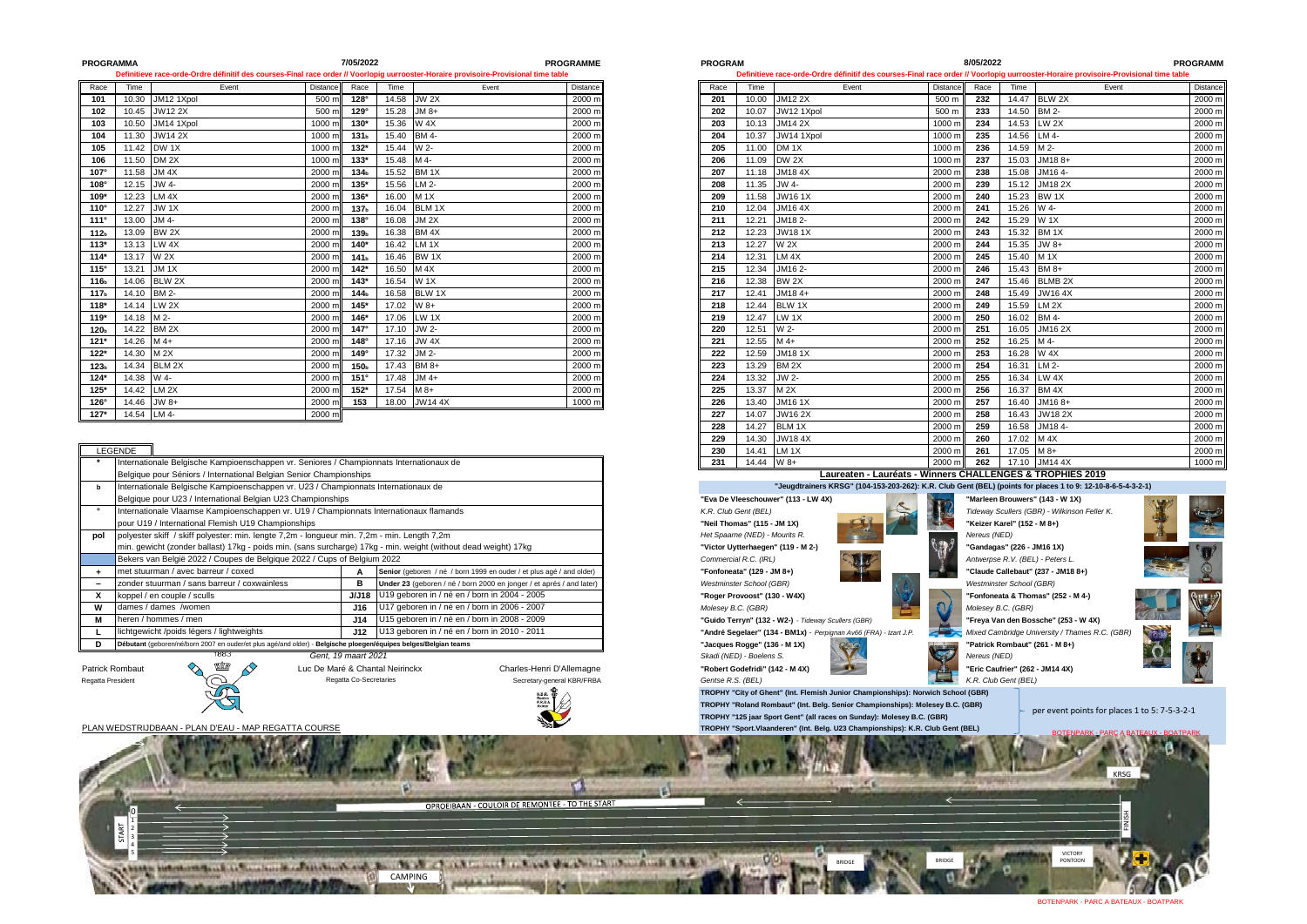## PROGRAMMA — 7/05/2022 — PROGRAMME

Definitieve race-orde-Ordre définitif des courses-Final race order // Voorlopig uurrooster-Horaire provisoire-Provisional time table

| Race | Time | Event | Distance | Race | Time | Event | Distance |
|---|---|---|---|---|---|---|---|
| 101 | 10.30 | JM12 1Xpol | 500 m | 128° | 14.58 | JW 2X | 2000 m |
| 102 | 10.45 | JW12 2X | 500 m | 129° | 15.28 | JM 8+ | 2000 m |
| 103 | 10.50 | JM14 1Xpol | 1000 m | 130* | 15.36 | W 4X | 2000 m |
| 104 | 11.30 | JW14 2X | 1000 m | 131b | 15.40 | BM 4- | 2000 m |
| 105 | 11.42 | DW 1X | 1000 m | 132* | 15.44 | W 2- | 2000 m |
| 106 | 11.50 | DM 2X | 1000 m | 133* | 15.48 | M 4- | 2000 m |
| 107° | 11.58 | JM 4X | 2000 m | 134b | 15.52 | BM 1X | 2000 m |
| 108° | 12.15 | JW 4- | 2000 m | 135* | 15.56 | LM 2- | 2000 m |
| 109* | 12.23 | LM 4X | 2000 m | 136* | 16.00 | M 1X | 2000 m |
| 110° | 12.27 | JW 1X | 2000 m | 137b | 16.04 | BLM 1X | 2000 m |
| 111° | 13.00 | JM 4- | 2000 m | 138° | 16.08 | JM 2X | 2000 m |
| 112b | 13.09 | BW 2X | 2000 m | 139b | 16.38 | BM 4X | 2000 m |
| 113* | 13.13 | LW 4X | 2000 m | 140* | 16.42 | LM 1X | 2000 m |
| 114* | 13.17 | W 2X | 2000 m | 141b | 16.46 | BW 1X | 2000 m |
| 115° | 13.21 | JM 1X | 2000 m | 142* | 16.50 | M 4X | 2000 m |
| 116b | 14.06 | BLW 2X | 2000 m | 143* | 16.54 | W 1X | 2000 m |
| 117b | 14.10 | BM 2- | 2000 m | 144b | 16.58 | BLW 1X | 2000 m |
| 118* | 14.14 | LW 2X | 2000 m | 145* | 17.02 | W 8+ | 2000 m |
| 119* | 14.18 | M 2- | 2000 m | 146* | 17.06 | LW 1X | 2000 m |
| 120b | 14.22 | BM 2X | 2000 m | 147° | 17.10 | JW 2- | 2000 m |
| 121* | 14.26 | M 4+ | 2000 m | 148° | 17.16 | JW 4X | 2000 m |
| 122* | 14.30 | M 2X | 2000 m | 149° | 17.32 | JM 2- | 2000 m |
| 123b | 14.34 | BLM 2X | 2000 m | 150b | 17.43 | BM 8+ | 2000 m |
| 124* | 14.38 | W 4- | 2000 m | 151° | 17.48 | JM 4+ | 2000 m |
| 125* | 14.42 | LM 2X | 2000 m | 152* | 17.54 | M 8+ | 2000 m |
| 126° | 14.46 | JW 8+ | 2000 m | 153 | 18.00 | JW14 4X | 1000 m |
| 127* | 14.54 | LM 4- | 2000 m | | | | |

### LEGENDE

| | | | |
|---|---|---|---|
| * | Internationale Belgische Kampioenschappen vr. Seniores / Championnats Internationaux de Belgique pour Séniors / International Belgian Senior Championships | | |
| b | Internationale Belgische Kampioenschappen vr. U23 / Championnats Internationaux de Belgique pour U23 / International Belgian U23 Championships | | |
| ° | Internationale Vlaamse Kampioenschappen vr. U19 / Championnats Internationaux flamands pour U19 / International Flemish U19 Championships | | |
| pol | polyester skiff / skiff polyester: min. lengte 7,2m - longueur min. 7,2m - min. Length 7,2m; min. gewicht (zonder ballast) 17kg - poids min. (sans surcharge) 17kg - min. weight (without dead weight) 17kg | | |
| | Bekers van België 2022 / Coupes de Belgique 2022 / Cups of Belgium 2022 | | |
| + | met stuurman / avec barreur / coxed | A | Senior (geboren / né / born 1999 en ouder / et plus agé / and older) |
| – | zonder stuurman / sans barreur / coxswainless | B | Under 23 (geboren / né / born 2000 en jonger / et aprés / and later) |
| X | koppel / en couple / sculls | J/J18 | U19 geboren in / né en / born in 2004 - 2005 |
| W | dames / dames /women | J16 | U17 geboren in / né en / born in 2006 - 2007 |
| M | heren / hommes / men | J14 | U15 geboren in / né en / born in 2008 - 2009 |
| L | lichtgewicht /poids légers / lightweights | J12 | U13 geboren in / né en / born in 2010 - 2011 |
| D | Débutant (geboren/né/born 2007 en ouder/et plus agé/and older) - Belgische ploegen/équipes belges/Belgian teams | | |

1883

Gent, 19 maart 2021

Patrick Rombaut — Regatta President

Luc De Maré & Chantal Neirinckx — Regatta Co-Secretaries

Charles-Henri D'Allemagne — Secretary-general KBR/FRBA

PLAN WEDSTRIJDBAAN - PLAN D'EAU - MAP REGATTA COURSE

START 0 1 2 3 4 5 — OPROEIBAAN - COULOIR DE REMONTEE - TO THE START — CAMPING — BRIDGE — BRIDGE — KRSG — FINISH — VICTORY PONTOON — BOTENPARK - PARC A BATEAUX - BOATPARK

## PROGRAM — 8/05/2022 — PROGRAMM

Definitieve race-orde-Ordre définitif des courses-Final race order // Voorlopig uurrooster-Horaire provisoire-Provisional time table

| Race | Time | Event | Distance | Race | Time | Event | Distance |
|---|---|---|---|---|---|---|---|
| 201 | 10.00 | JM12 2X | 500 m | 232 | 14.47 | BLW 2X | 2000 m |
| 202 | 10.07 | JW12 1Xpol | 500 m | 233 | 14.50 | BM 2- | 2000 m |
| 203 | 10.13 | JM14 2X | 1000 m | 234 | 14.53 | LW 2X | 2000 m |
| 204 | 10.37 | JW14 1Xpol | 1000 m | 235 | 14.56 | LM 4- | 2000 m |
| 205 | 11.00 | DM 1X | 1000 m | 236 | 14.59 | M 2- | 2000 m |
| 206 | 11.09 | DW 2X | 1000 m | 237 | 15.03 | JM18 8+ | 2000 m |
| 207 | 11.18 | JM18 4X | 2000 m | 238 | 15.08 | JM16 4- | 2000 m |
| 208 | 11.35 | JW 4- | 2000 m | 239 | 15.12 | JM18 2X | 2000 m |
| 209 | 11.58 | JW16 1X | 2000 m | 240 | 15.23 | BW 1X | 2000 m |
| 210 | 12.04 | JM16 4X | 2000 m | 241 | 15.26 | W 4- | 2000 m |
| 211 | 12.21 | JM18 2- | 2000 m | 242 | 15.29 | W 1X | 2000 m |
| 212 | 12.23 | JW18 1X | 2000 m | 243 | 15.32 | BM 1X | 2000 m |
| 213 | 12.27 | W 2X | 2000 m | 244 | 15.35 | JW 8+ | 2000 m |
| 214 | 12.31 | LM 4X | 2000 m | 245 | 15.40 | M 1X | 2000 m |
| 215 | 12.34 | JM16 2- | 2000 m | 246 | 15.43 | BM 8+ | 2000 m |
| 216 | 12.38 | BW 2X | 2000 m | 247 | 15.46 | BLMB 2X | 2000 m |
| 217 | 12.41 | JM18 4+ | 2000 m | 248 | 15.49 | JW16 4X | 2000 m |
| 218 | 12.44 | BLW 1X | 2000 m | 249 | 15.59 | LM 2X | 2000 m |
| 219 | 12.47 | LW 1X | 2000 m | 250 | 16.02 | BM 4- | 2000 m |
| 220 | 12.51 | W 2- | 2000 m | 251 | 16.05 | JM16 2X | 2000 m |
| 221 | 12.55 | M 4+ | 2000 m | 252 | 16.25 | M 4- | 2000 m |
| 222 | 12.59 | JM18 1X | 2000 m | 253 | 16.28 | W 4X | 2000 m |
| 223 | 13.29 | BM 2X | 2000 m | 254 | 16.31 | LM 2- | 2000 m |
| 224 | 13.32 | JW 2- | 2000 m | 255 | 16.34 | LW 4X | 2000 m |
| 225 | 13.37 | M 2X | 2000 m | 256 | 16.37 | BM 4X | 2000 m |
| 226 | 13.40 | JM16 1X | 2000 m | 257 | 16.40 | JM16 8+ | 2000 m |
| 227 | 14.07 | JW16 2X | 2000 m | 258 | 16.43 | JW18 2X | 2000 m |
| 228 | 14.27 | BLM 1X | 2000 m | 259 | 16.58 | JM18 4- | 2000 m |
| 229 | 14.30 | JW18 4X | 2000 m | 260 | 17.02 | M 4X | 2000 m |
| 230 | 14.41 | LM 1X | 2000 m | 261 | 17.05 | M 8+ | 2000 m |
| 231 | 14.44 | W 8+ | 2000 m | 262 | 17.10 | JM14 4X | 1000 m |

### Laureaten - Lauréats - Winners CHALLENGES & TROPHIES 2019

"Jeugdtrainers KRSG" (104-153-203-262): K.R. Club Gent (BEL) (points for places 1 to 9: 12-10-8-6-5-4-3-2-1)

- "Eva De Vleeschouwer" (113 - LW 4X) — K.R. Club Gent (BEL)
- "Neil Thomas" (115 - JM 1X) — Het Spaarne (NED) - Mourits R.
- "Victor Uytterhaegen" (119 - M 2-) — Commercial R.C. (IRL)
- "Fonfoneata" (129 - JM 8+) — Westminster School (GBR)
- "Roger Provoost" (130 - W4X) — Molesey B.C. (GBR)
- "Guido Terryn" (132 - W2-) - Tideway Scullers (GBR)
- "André Segelaer" (134 - BM1x) - Perpignan Av66 (FRA) - Izart J.P.
- "Jacques Rogge" (136 - M 1X) — Skadi (NED) - Boelens S.
- "Robert Godefridi" (142 - M 4X) — Gentse R.S. (BEL)
- "Marleen Brouwers" (143 - W 1X) — Tideway Scullers (GBR) - Wilkinson Feller K.
- "Keizer Karel" (152 - M 8+) — Nereus (NED)
- "Gandagas" (226 - JM16 1X) — Antwerpse R.V. (BEL) - Peters L.
- "Claude Callebaut" (237 - JM18 8+) — Westminster School (GBR)
- "Fonfoneata & Thomas" (252 - M 4-) — Molesey B.C. (GBR)
- "Freya Van den Bossche" (253 - W 4X) — Mixed Cambridge University / Thames R.C. (GBR)
- "Patrick Rombaut" (261 - M 8+) — Nereus (NED)
- "Eric Caufrier" (262 - JM14 4X) — K.R. Club Gent (BEL)

TROPHY "City of Ghent" (Int. Flemish Junior Championships): Norwich School (GBR)
TROPHY "Roland Rombaut" (Int. Belg. Senior Championships): Molesey B.C. (GBR)
TROPHY "125 jaar Sport Gent" (all races on Sunday): Molesey B.C. (GBR)
TROPHY "Sport.Vlaanderen" (Int. Belg. U23 Championships): K.R. Club Gent (BEL)

per event points for places 1 to 5: 7-5-3-2-1